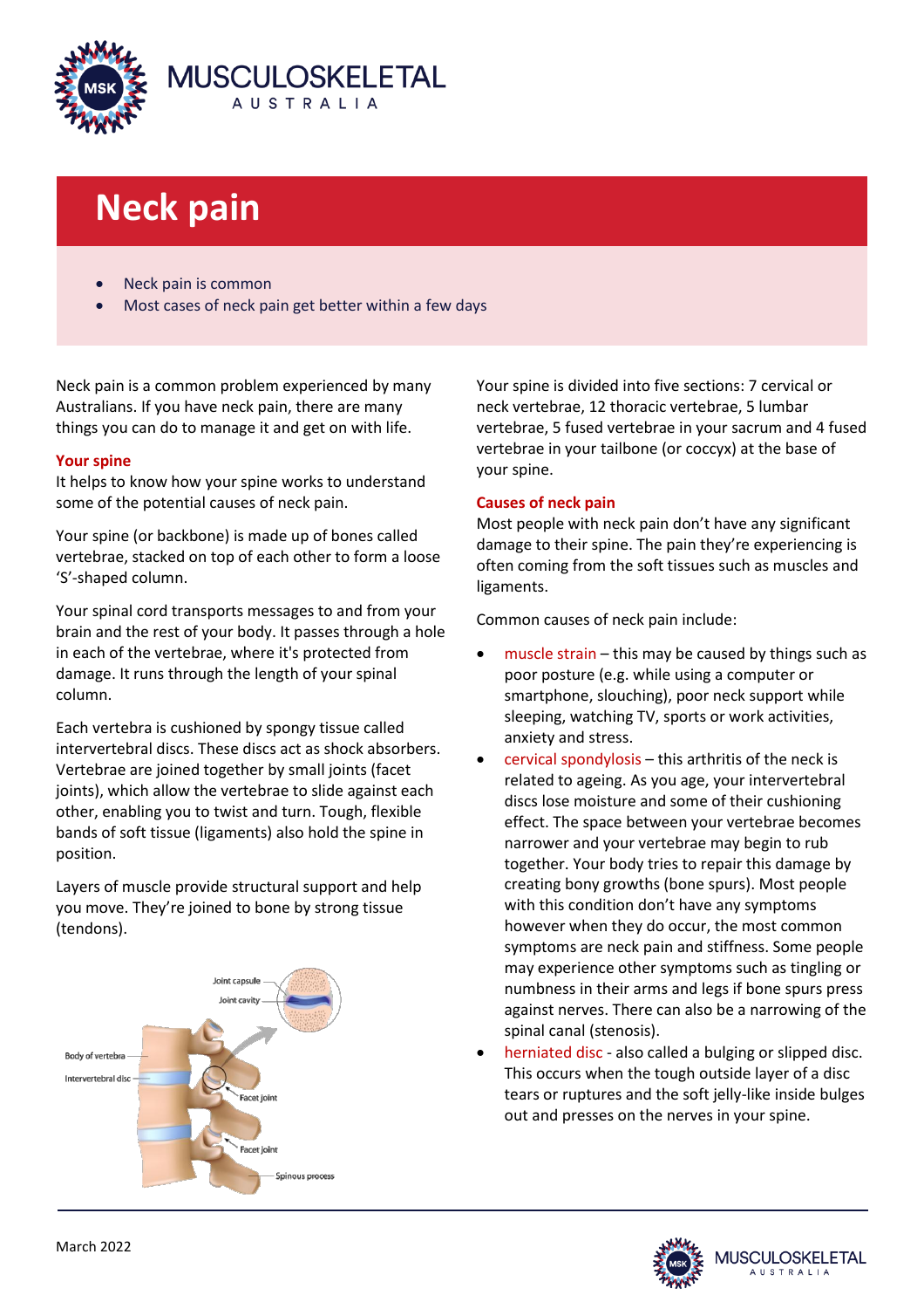# Neck pain

- Neck pain is common
- Most cases of neck pain get better within a few days

Neck pain is a common problem experienced by many Australians. If you have neck pain, there are many things you can do to manage it and get on with life.

## Your spine

It helps to know how your spine works to understand some of the potential causes of neck pain.

Your spine (or backbone) is made up of bones called vertebrae, stacked on top of each other to form a loose 'S'-shaped column.

Your spinal cord transports messages to and from your brain and the rest of your body. It passes through a hole in each of the vertebrae, where it's protected from damage. It runs through the length of your spinal column.

Each vertebra is cushioned by spongy tissue called intervertebral discs. These discs act as shock absorbers. Vertebrae are joined together by small joints (facet joints), which allow the vertebrae to slide against each other, enabling you to twist and turn. Tough, flexible bands of soft tissue (ligaments) also hold the spine in position.

Layers of muscle provide structural support and help you move. They're joined to bone by strong tissue (tendons).

Your spine is divided into five sections: 7 cervical or neck vertebrae, 12 thoracic vertebrae, 5 lumbar vertebrae, 5 fused vertebrae in your sacrum and 4 fused vertebrae in your tailbone (or coccyx) at the base of your spine.

## Causes of neck pain

Most people with neck pain don't have any significant damage to their spine. The pain they're experiencing is often coming from the soft tissues such as muscles and ligaments.

Common causes of neck pain include:

- muscle strain – this may be caused by things such as poor posture (e.g. while using a computer or smartphone, slouching), poor neck support while sleeping, watching TV, sports or work activities, anxiety and stress.
- cervical spondylosis – this arthritis of the neck is related to ageing. As you age, your intervertebral discs lose moisture and some of their cushioning effect. The space between your vertebrae becomes narrower and your vertebrae may begin to rub together. Your body tries to repair this damage by creating bony growths (bone spurs). Most people with this condition don't have any symptoms however when they do occur, the most common symptoms are neck pain and stiffness. Some people may experience other symptoms such as tingling or numbness in their arms and legs if bone spurs press against nerves. There can also be a narrowing of the spinal canal (stenosis).
- herniated disc - also called a bulging or slipped disc. This occurs when the tough outside layer of a disc tears or ruptures and the soft jelly-like inside bulges out and presses on the nerves in your spine.

March 2022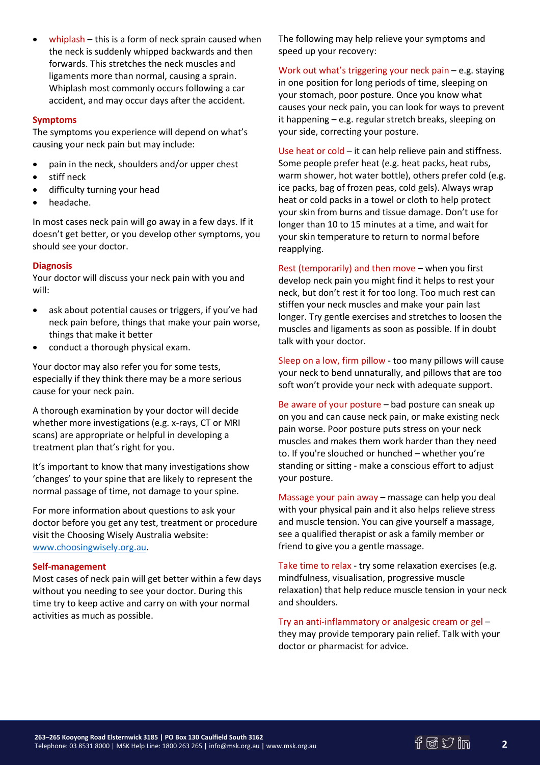- whiplash – this is a form of neck sprain caused when the neck is suddenly whipped backwards and then forwards. This stretches the neck muscles and ligaments more than normal, causing a sprain. Whiplash most commonly occurs following a car accident, and may occur days after the accident.

## Symptoms

The symptoms you experience will depend on what's causing your neck pain but may include:

- pain in the neck, shoulders and/or upper chest
- stiff neck
- difficulty turning your head
- headache.

In most cases neck pain will go away in a few days. If it doesn't get better, or you develop other symptoms, you should see your doctor.

## Diagnosis

Your doctor will discuss your neck pain with you and will:

- ask about potential causes or triggers, if you've had neck pain before, things that make your pain worse, things that make it better
- conduct a thorough physical exam.

Your doctor may also refer you for some tests, especially if they think there may be a more serious cause for your neck pain.

A thorough examination by your doctor will decide whether more investigations (e.g. x-rays, CT or MRI scans) are appropriate or helpful in developing a treatment plan that's right for you.

It's important to know that many investigations show 'changes' to your spine that are likely to represent the normal passage of time, not damage to your spine.

For more information about questions to ask your doctor before you get any test, treatment or procedure visit the Choosing Wisely Australia website: [www.choosingwisely.org.au](http://www.choosingwisely.org.au).

## Self-management

Most cases of neck pain will get better within a few days without you needing to see your doctor. During this time try to keep active and carry on with your normal activities as much as possible.

The following may help relieve your symptoms and speed up your recovery:

Work out what's triggering your neck pain – e.g. staying in one position for long periods of time, sleeping on your stomach, poor posture. Once you know what causes your neck pain, you can look for ways to prevent it happening – e.g. regular stretch breaks, sleeping on your side, correcting your posture.

Use heat or cold – it can help relieve pain and stiffness. Some people prefer heat (e.g. heat packs, heat rubs, warm shower, hot water bottle), others prefer cold (e.g. ice packs, bag of frozen peas, cold gels). Always wrap heat or cold packs in a towel or cloth to help protect your skin from burns and tissue damage. Don't use for longer than 10 to 15 minutes at a time, and wait for your skin temperature to return to normal before reapplying.

Rest (temporarily) and then move – when you first develop neck pain you might find it helps to rest your neck, but don't rest it for too long. Too much rest can stiffen your neck muscles and make your pain last longer. Try gentle exercises and stretches to loosen the muscles and ligaments as soon as possible. If in doubt talk with your doctor.

Sleep on a low, firm pillow - too many pillows will cause your neck to bend unnaturally, and pillows that are too soft won't provide your neck with adequate support.

Be aware of your posture – bad posture can sneak up on you and can cause neck pain, or make existing neck pain worse. Poor posture puts stress on your neck muscles and makes them work harder than they need to. If you're slouched or hunched – whether you're standing or sitting - make a conscious effort to adjust your posture.

Massage your pain away – massage can help you deal with your physical pain and it also helps relieve stress and muscle tension. You can give yourself a massage, see a qualified therapist or ask a family member or friend to give you a gentle massage.

Take time to relax - try some relaxation exercises (e.g. mindfulness, visualisation, progressive muscle relaxation) that help reduce muscle tension in your neck and shoulders.

Try an anti-inflammatory or analgesic cream or gel – they may provide temporary pain relief. Talk with your doctor or pharmacist for advice.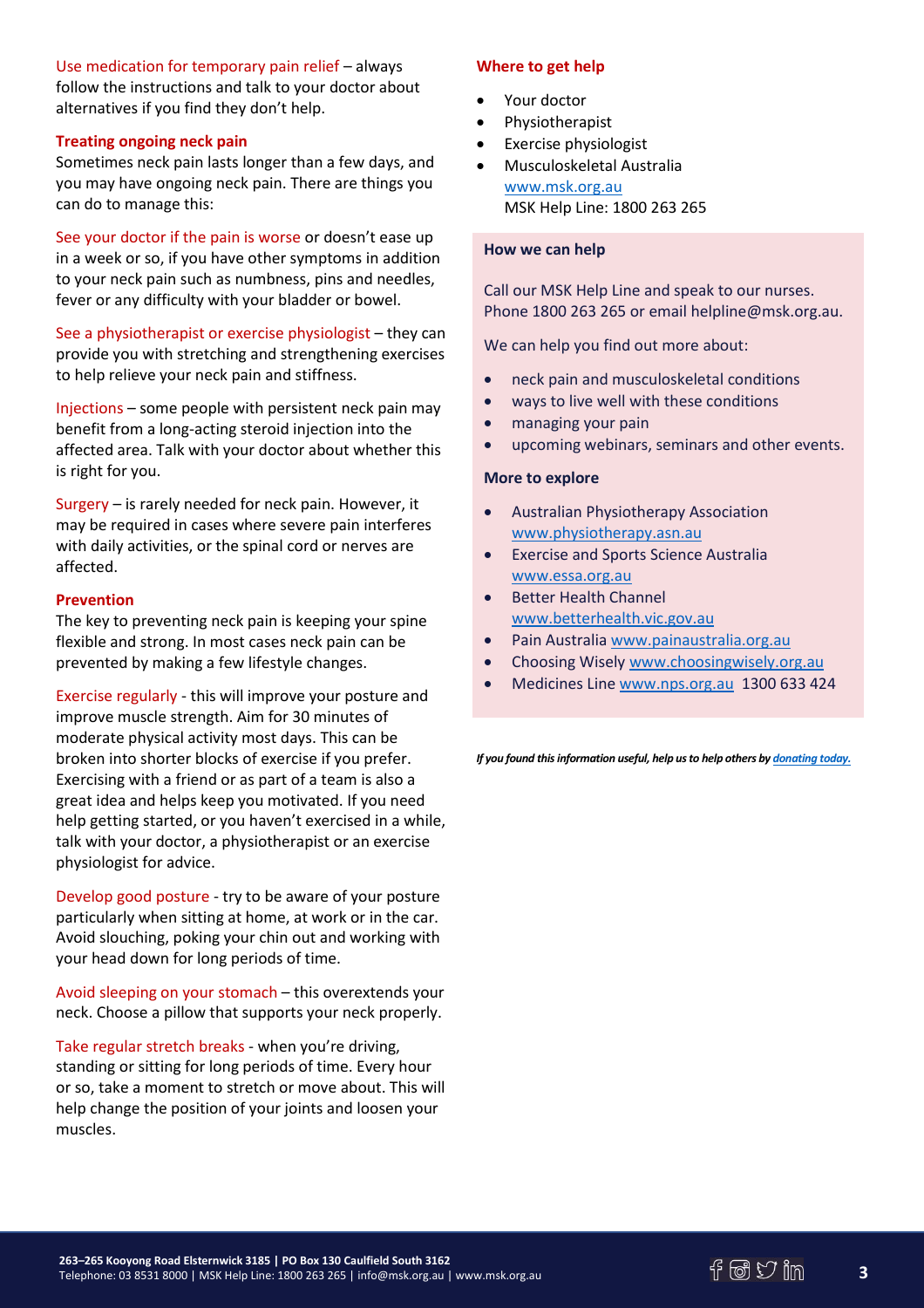Use medication for temporary pain relief – always follow the instructions and talk to your doctor about alternatives if you find they don't help.

### Treating ongoing neck pain

Sometimes neck pain lasts longer than a few days, and you may have ongoing neck pain. There are things you can do to manage this:

See your doctor if the pain is worse or doesn't ease up in a week or so, if you have other symptoms in addition to your neck pain such as numbness, pins and needles, fever or any difficulty with your bladder or bowel.

See a physiotherapist or exercise physiologist – they can provide you with stretching and strengthening exercises to help relieve your neck pain and stiffness.

Injections – some people with persistent neck pain may benefit from a long-acting steroid injection into the affected area. Talk with your doctor about whether this is right for you.

Surgery – is rarely needed for neck pain. However, it may be required in cases where severe pain interferes with daily activities, or the spinal cord or nerves are affected.

### Prevention

The key to preventing neck pain is keeping your spine flexible and strong. In most cases neck pain can be prevented by making a few lifestyle changes.

Exercise regularly - this will improve your posture and improve muscle strength. Aim for 30 minutes of moderate physical activity most days. This can be broken into shorter blocks of exercise if you prefer. Exercising with a friend or as part of a team is also a great idea and helps keep you motivated. If you need help getting started, or you haven't exercised in a while, talk with your doctor, a physiotherapist or an exercise physiologist for advice.

Develop good posture - try to be aware of your posture particularly when sitting at home, at work or in the car. Avoid slouching, poking your chin out and working with your head down for long periods of time.

Avoid sleeping on your stomach – this overextends your neck. Choose a pillow that supports your neck properly.

Take regular stretch breaks - when you're driving, standing or sitting for long periods of time. Every hour or so, take a moment to stretch or move about. This will help change the position of your joints and loosen your muscles.

### Where to get help

- Your doctor
- Physiotherapist
- Exercise physiologist
- Musculoskeletal Australia
  www.msk.org.au
  MSK Help Line: 1800 263 265

### How we can help

Call our MSK Help Line and speak to our nurses. Phone 1800 263 265 or email helpline@msk.org.au.

We can help you find out more about:

- neck pain and musculoskeletal conditions
- ways to live well with these conditions
- managing your pain
- upcoming webinars, seminars and other events.

### More to explore

- Australian Physiotherapy Association
  www.physiotherapy.asn.au
- Exercise and Sports Science Australia
  www.essa.org.au
- Better Health Channel
  www.betterhealth.vic.gov.au
- Pain Australia www.painaustralia.org.au
- Choosing Wisely www.choosingwisely.org.au
- Medicines Line www.nps.org.au 1300 633 424

***If you found this information useful, help us to help others by donating today.***

**263–265 Kooyong Road Elsternwick 3185 | PO Box 130 Caulfield South 3162**
Telephone: 03 8531 8000 | MSK Help Line: 1800 263 265 | info@msk.org.au | www.msk.org.au